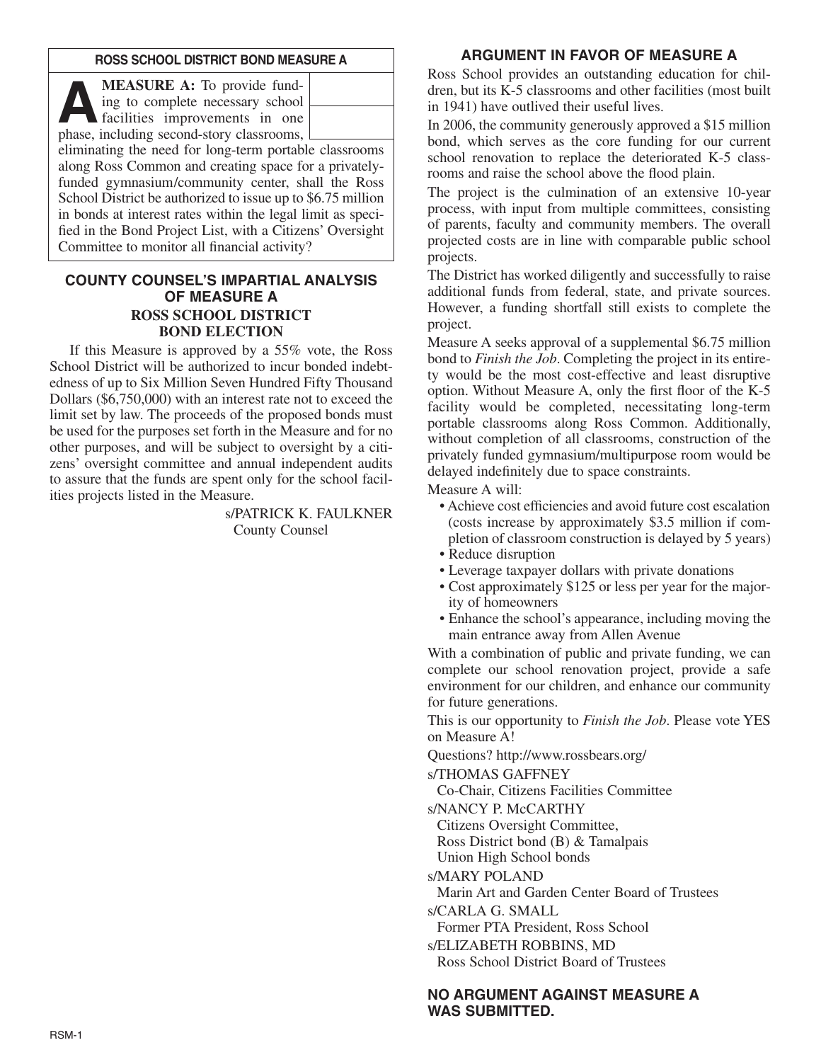## ROSS SCHOOL DISTRICT BOND MEASURE A

**A MEASURE A:** To provide funding to complete necessary school facilities improvements in one phase, including second-story classrooms, eliminating the need for long-term portable classrooms along Ross Common and creating space for a privately-funded gymnasium/community center, shall the Ross School District be authorized to issue up to $6.75 million in bonds at interest rates within the legal limit as specified in the Bond Project List, with a Citizens' Oversight Committee to monitor all financial activity?

## COUNTY COUNSEL'S IMPARTIAL ANALYSIS OF MEASURE A

### ROSS SCHOOL DISTRICT BOND ELECTION

If this Measure is approved by a 55% vote, the Ross School District will be authorized to incur bonded indebtedness of up to Six Million Seven Hundred Fifty Thousand Dollars ($6,750,000) with an interest rate not to exceed the limit set by law. The proceeds of the proposed bonds must be used for the purposes set forth in the Measure and for no other purposes, and will be subject to oversight by a citizens' oversight committee and annual independent audits to assure that the funds are spent only for the school facilities projects listed in the Measure.

s/PATRICK K. FAULKNER
County Counsel

## ARGUMENT IN FAVOR OF MEASURE A

Ross School provides an outstanding education for children, but its K-5 classrooms and other facilities (most built in 1941) have outlived their useful lives.

In 2006, the community generously approved a $15 million bond, which serves as the core funding for our current school renovation to replace the deteriorated K-5 classrooms and raise the school above the flood plain.

The project is the culmination of an extensive 10-year process, with input from multiple committees, consisting of parents, faculty and community members. The overall projected costs are in line with comparable public school projects.

The District has worked diligently and successfully to raise additional funds from federal, state, and private sources. However, a funding shortfall still exists to complete the project.

Measure A seeks approval of a supplemental $6.75 million bond to *Finish the Job*. Completing the project in its entirety would be the most cost-effective and least disruptive option. Without Measure A, only the first floor of the K-5 facility would be completed, necessitating long-term portable classrooms along Ross Common. Additionally, without completion of all classrooms, construction of the privately funded gymnasium/multipurpose room would be delayed indefinitely due to space constraints.

Measure A will:

- Achieve cost efficiencies and avoid future cost escalation (costs increase by approximately $3.5 million if completion of classroom construction is delayed by 5 years)
- Reduce disruption
- Leverage taxpayer dollars with private donations
- Cost approximately $125 or less per year for the majority of homeowners
- Enhance the school's appearance, including moving the main entrance away from Allen Avenue

With a combination of public and private funding, we can complete our school renovation project, provide a safe environment for our children, and enhance our community for future generations.

This is our opportunity to *Finish the Job*. Please vote YES on Measure A!

Questions? http://www.rossbears.org/

s/THOMAS GAFFNEY
Co-Chair, Citizens Facilities Committee

s/NANCY P. McCARTHY
Citizens Oversight Committee,
Ross District bond (B) & Tamalpais
Union High School bonds

s/MARY POLAND
Marin Art and Garden Center Board of Trustees

s/CARLA G. SMALL
Former PTA President, Ross School

s/ELIZABETH ROBBINS, MD
Ross School District Board of Trustees

## NO ARGUMENT AGAINST MEASURE A WAS SUBMITTED.

RSM-1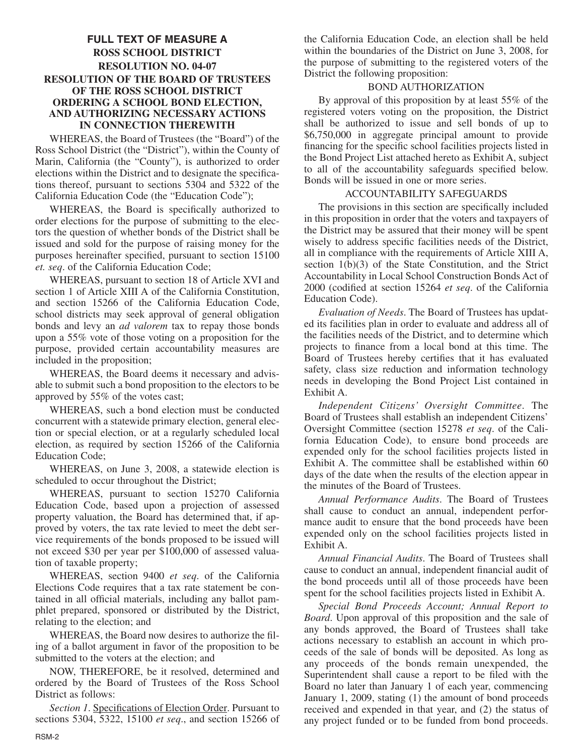# FULL TEXT OF MEASURE A
## ROSS SCHOOL DISTRICT
## RESOLUTION NO. 04-07
## RESOLUTION OF THE BOARD OF TRUSTEES OF THE ROSS SCHOOL DISTRICT ORDERING A SCHOOL BOND ELECTION, AND AUTHORIZING NECESSARY ACTIONS IN CONNECTION THEREWITH

WHEREAS, the Board of Trustees (the "Board") of the Ross School District (the "District"), within the County of Marin, California (the "County"), is authorized to order elections within the District and to designate the specifications thereof, pursuant to sections 5304 and 5322 of the California Education Code (the "Education Code");

WHEREAS, the Board is specifically authorized to order elections for the purpose of submitting to the electors the question of whether bonds of the District shall be issued and sold for the purpose of raising money for the purposes hereinafter specified, pursuant to section 15100 *et. seq*. of the California Education Code;

WHEREAS, pursuant to section 18 of Article XVI and section 1 of Article XIII A of the California Constitution, and section 15266 of the California Education Code, school districts may seek approval of general obligation bonds and levy an *ad valorem* tax to repay those bonds upon a 55% vote of those voting on a proposition for the purpose, provided certain accountability measures are included in the proposition;

WHEREAS, the Board deems it necessary and advisable to submit such a bond proposition to the electors to be approved by 55% of the votes cast;

WHEREAS, such a bond election must be conducted concurrent with a statewide primary election, general election or special election, or at a regularly scheduled local election, as required by section 15266 of the California Education Code;

WHEREAS, on June 3, 2008, a statewide election is scheduled to occur throughout the District;

WHEREAS, pursuant to section 15270 California Education Code, based upon a projection of assessed property valuation, the Board has determined that, if approved by voters, the tax rate levied to meet the debt service requirements of the bonds proposed to be issued will not exceed $30 per year per $100,000 of assessed valuation of taxable property;

WHEREAS, section 9400 *et seq*. of the California Elections Code requires that a tax rate statement be contained in all official materials, including any ballot pamphlet prepared, sponsored or distributed by the District, relating to the election; and

WHEREAS, the Board now desires to authorize the filing of a ballot argument in favor of the proposition to be submitted to the voters at the election; and

NOW, THEREFORE, be it resolved, determined and ordered by the Board of Trustees of the Ross School District as follows:

*Section 1*. Specifications of Election Order. Pursuant to sections 5304, 5322, 15100 *et seq*., and section 15266 of the California Education Code, an election shall be held within the boundaries of the District on June 3, 2008, for the purpose of submitting to the registered voters of the District the following proposition:

### BOND AUTHORIZATION

By approval of this proposition by at least 55% of the registered voters voting on the proposition, the District shall be authorized to issue and sell bonds of up to $6,750,000 in aggregate principal amount to provide financing for the specific school facilities projects listed in the Bond Project List attached hereto as Exhibit A, subject to all of the accountability safeguards specified below. Bonds will be issued in one or more series.

### ACCOUNTABILITY SAFEGUARDS

The provisions in this section are specifically included in this proposition in order that the voters and taxpayers of the District may be assured that their money will be spent wisely to address specific facilities needs of the District, all in compliance with the requirements of Article XIII A, section 1(b)(3) of the State Constitution, and the Strict Accountability in Local School Construction Bonds Act of 2000 (codified at section 15264 *et seq*. of the California Education Code).

*Evaluation of Needs*. The Board of Trustees has updated its facilities plan in order to evaluate and address all of the facilities needs of the District, and to determine which projects to finance from a local bond at this time. The Board of Trustees hereby certifies that it has evaluated safety, class size reduction and information technology needs in developing the Bond Project List contained in Exhibit A.

*Independent Citizens' Oversight Committee*. The Board of Trustees shall establish an independent Citizens' Oversight Committee (section 15278 *et seq*. of the California Education Code), to ensure bond proceeds are expended only for the school facilities projects listed in Exhibit A. The committee shall be established within 60 days of the date when the results of the election appear in the minutes of the Board of Trustees.

*Annual Performance Audits*. The Board of Trustees shall cause to conduct an annual, independent performance audit to ensure that the bond proceeds have been expended only on the school facilities projects listed in Exhibit A.

*Annual Financial Audits*. The Board of Trustees shall cause to conduct an annual, independent financial audit of the bond proceeds until all of those proceeds have been spent for the school facilities projects listed in Exhibit A.

*Special Bond Proceeds Account; Annual Report to Board*. Upon approval of this proposition and the sale of any bonds approved, the Board of Trustees shall take actions necessary to establish an account in which proceeds of the sale of bonds will be deposited. As long as any proceeds of the bonds remain unexpended, the Superintendent shall cause a report to be filed with the Board no later than January 1 of each year, commencing January 1, 2009, stating (1) the amount of bond proceeds received and expended in that year, and (2) the status of any project funded or to be funded from bond proceeds.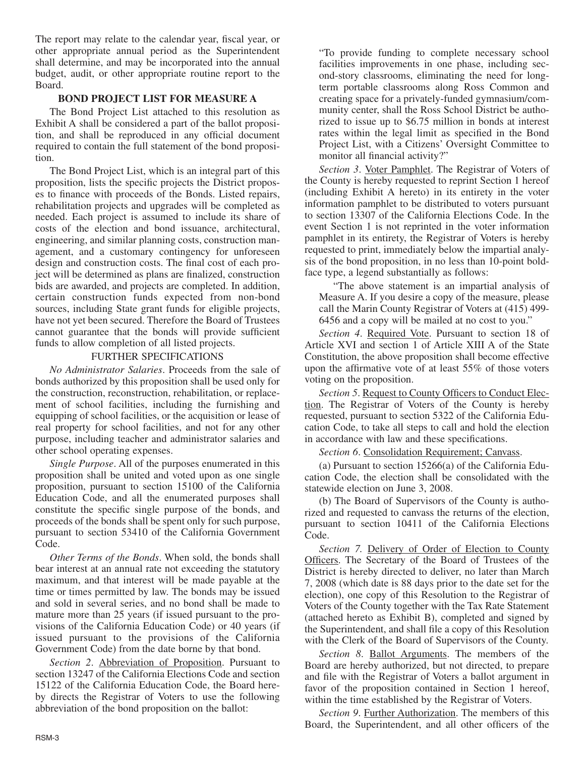The report may relate to the calendar year, fiscal year, or other appropriate annual period as the Superintendent shall determine, and may be incorporated into the annual budget, audit, or other appropriate routine report to the Board.

### BOND PROJECT LIST FOR MEASURE A

The Bond Project List attached to this resolution as Exhibit A shall be considered a part of the ballot proposition, and shall be reproduced in any official document required to contain the full statement of the bond proposition.

The Bond Project List, which is an integral part of this proposition, lists the specific projects the District proposes to finance with proceeds of the Bonds. Listed repairs, rehabilitation projects and upgrades will be completed as needed. Each project is assumed to include its share of costs of the election and bond issuance, architectural, engineering, and similar planning costs, construction management, and a customary contingency for unforeseen design and construction costs. The final cost of each project will be determined as plans are finalized, construction bids are awarded, and projects are completed. In addition, certain construction funds expected from non-bond sources, including State grant funds for eligible projects, have not yet been secured. Therefore the Board of Trustees cannot guarantee that the bonds will provide sufficient funds to allow completion of all listed projects.

### FURTHER SPECIFICATIONS

*No Administrator Salaries*. Proceeds from the sale of bonds authorized by this proposition shall be used only for the construction, reconstruction, rehabilitation, or replacement of school facilities, including the furnishing and equipping of school facilities, or the acquisition or lease of real property for school facilities, and not for any other purpose, including teacher and administrator salaries and other school operating expenses.

*Single Purpose*. All of the purposes enumerated in this proposition shall be united and voted upon as one single proposition, pursuant to section 15100 of the California Education Code, and all the enumerated purposes shall constitute the specific single purpose of the bonds, and proceeds of the bonds shall be spent only for such purpose, pursuant to section 53410 of the California Government Code.

*Other Terms of the Bonds*. When sold, the bonds shall bear interest at an annual rate not exceeding the statutory maximum, and that interest will be made payable at the time or times permitted by law. The bonds may be issued and sold in several series, and no bond shall be made to mature more than 25 years (if issued pursuant to the provisions of the California Education Code) or 40 years (if issued pursuant to the provisions of the California Government Code) from the date borne by that bond.

*Section 2*. Abbreviation of Proposition. Pursuant to section 13247 of the California Elections Code and section 15122 of the California Education Code, the Board hereby directs the Registrar of Voters to use the following abbreviation of the bond proposition on the ballot:

"To provide funding to complete necessary school facilities improvements in one phase, including second-story classrooms, eliminating the need for long-term portable classrooms along Ross Common and creating space for a privately-funded gymnasium/community center, shall the Ross School District be authorized to issue up to $6.75 million in bonds at interest rates within the legal limit as specified in the Bond Project List, with a Citizens' Oversight Committee to monitor all financial activity?"

*Section 3*. Voter Pamphlet. The Registrar of Voters of the County is hereby requested to reprint Section 1 hereof (including Exhibit A hereto) in its entirety in the voter information pamphlet to be distributed to voters pursuant to section 13307 of the California Elections Code. In the event Section 1 is not reprinted in the voter information pamphlet in its entirety, the Registrar of Voters is hereby requested to print, immediately below the impartial analysis of the bond proposition, in no less than 10-point boldface type, a legend substantially as follows:

"The above statement is an impartial analysis of Measure A. If you desire a copy of the measure, please call the Marin County Registrar of Voters at (415) 499-6456 and a copy will be mailed at no cost to you."

*Section 4*. Required Vote. Pursuant to section 18 of Article XVI and section 1 of Article XIII A of the State Constitution, the above proposition shall become effective upon the affirmative vote of at least 55% of those voters voting on the proposition.

*Section 5*. Request to County Officers to Conduct Election. The Registrar of Voters of the County is hereby requested, pursuant to section 5322 of the California Education Code, to take all steps to call and hold the election in accordance with law and these specifications.

*Section 6*. Consolidation Requirement; Canvass.

(a) Pursuant to section 15266(a) of the California Education Code, the election shall be consolidated with the statewide election on June 3, 2008.

(b) The Board of Supervisors of the County is authorized and requested to canvass the returns of the election, pursuant to section 10411 of the California Elections Code.

*Section 7.* Delivery of Order of Election to County Officers. The Secretary of the Board of Trustees of the District is hereby directed to deliver, no later than March 7, 2008 (which date is 88 days prior to the date set for the election), one copy of this Resolution to the Registrar of Voters of the County together with the Tax Rate Statement (attached hereto as Exhibit B), completed and signed by the Superintendent, and shall file a copy of this Resolution with the Clerk of the Board of Supervisors of the County.

*Section 8*. Ballot Arguments. The members of the Board are hereby authorized, but not directed, to prepare and file with the Registrar of Voters a ballot argument in favor of the proposition contained in Section 1 hereof, within the time established by the Registrar of Voters.

*Section 9*. Further Authorization. The members of this Board, the Superintendent, and all other officers of the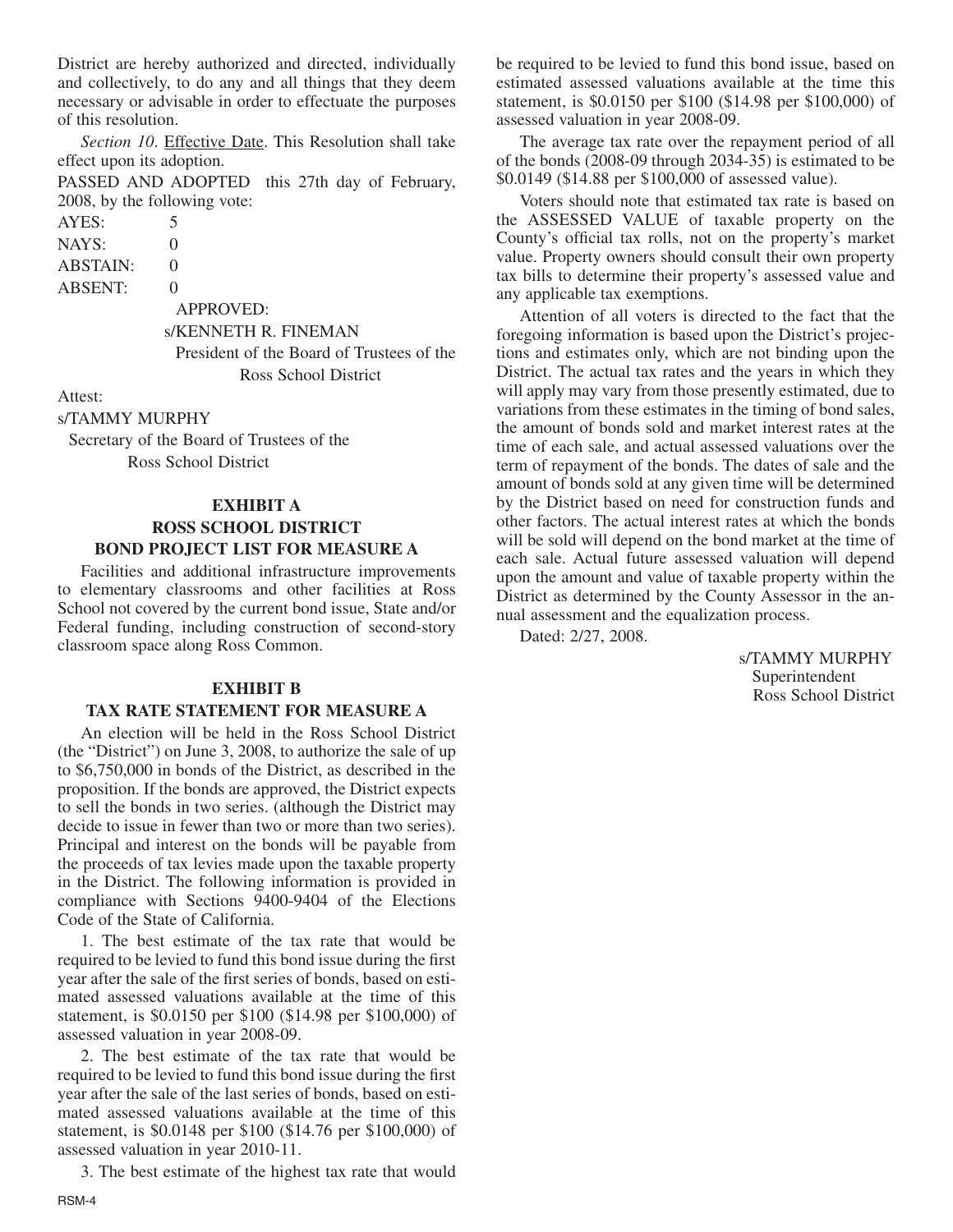District are hereby authorized and directed, individually and collectively, to do any and all things that they deem necessary or advisable in order to effectuate the purposes of this resolution.

*Section 10*. Effective Date. This Resolution shall take effect upon its adoption.

PASSED AND ADOPTED this 27th day of February, 2008, by the following vote:

| | |
|---|---|
| AYES: | 5 |
| NAYS: | 0 |
| ABSTAIN: | 0 |
| ABSENT: | 0 |

APPROVED:

s/KENNETH R. FINEMAN

President of the Board of Trustees of the Ross School District

Attest:

s/TAMMY MURPHY

Secretary of the Board of Trustees of the Ross School District

## EXHIBIT A
## ROSS SCHOOL DISTRICT
## BOND PROJECT LIST FOR MEASURE A

Facilities and additional infrastructure improvements to elementary classrooms and other facilities at Ross School not covered by the current bond issue, State and/or Federal funding, including construction of second-story classroom space along Ross Common.

## EXHIBIT B
## TAX RATE STATEMENT FOR MEASURE A

An election will be held in the Ross School District (the "District") on June 3, 2008, to authorize the sale of up to $6,750,000 in bonds of the District, as described in the proposition. If the bonds are approved, the District expects to sell the bonds in two series. (although the District may decide to issue in fewer than two or more than two series). Principal and interest on the bonds will be payable from the proceeds of tax levies made upon the taxable property in the District. The following information is provided in compliance with Sections 9400-9404 of the Elections Code of the State of California.

1. The best estimate of the tax rate that would be required to be levied to fund this bond issue during the first year after the sale of the first series of bonds, based on estimated assessed valuations available at the time of this statement, is $0.0150 per $100 ($14.98 per $100,000) of assessed valuation in year 2008-09.

2. The best estimate of the tax rate that would be required to be levied to fund this bond issue during the first year after the sale of the last series of bonds, based on estimated assessed valuations available at the time of this statement, is $0.0148 per $100 ($14.76 per $100,000) of assessed valuation in year 2010-11.

3. The best estimate of the highest tax rate that would be required to be levied to fund this bond issue, based on estimated assessed valuations available at the time this statement, is $0.0150 per $100 ($14.98 per $100,000) of assessed valuation in year 2008-09.

The average tax rate over the repayment period of all of the bonds (2008-09 through 2034-35) is estimated to be $0.0149 ($14.88 per $100,000 of assessed value).

Voters should note that estimated tax rate is based on the ASSESSED VALUE of taxable property on the County's official tax rolls, not on the property's market value. Property owners should consult their own property tax bills to determine their property's assessed value and any applicable tax exemptions.

Attention of all voters is directed to the fact that the foregoing information is based upon the District's projections and estimates only, which are not binding upon the District. The actual tax rates and the years in which they will apply may vary from those presently estimated, due to variations from these estimates in the timing of bond sales, the amount of bonds sold and market interest rates at the time of each sale, and actual assessed valuations over the term of repayment of the bonds. The dates of sale and the amount of bonds sold at any given time will be determined by the District based on need for construction funds and other factors. The actual interest rates at which the bonds will be sold will depend on the bond market at the time of each sale. Actual future assessed valuation will depend upon the amount and value of taxable property within the District as determined by the County Assessor in the annual assessment and the equalization process.

Dated: 2/27, 2008.

s/TAMMY MURPHY
Superintendent
Ross School District